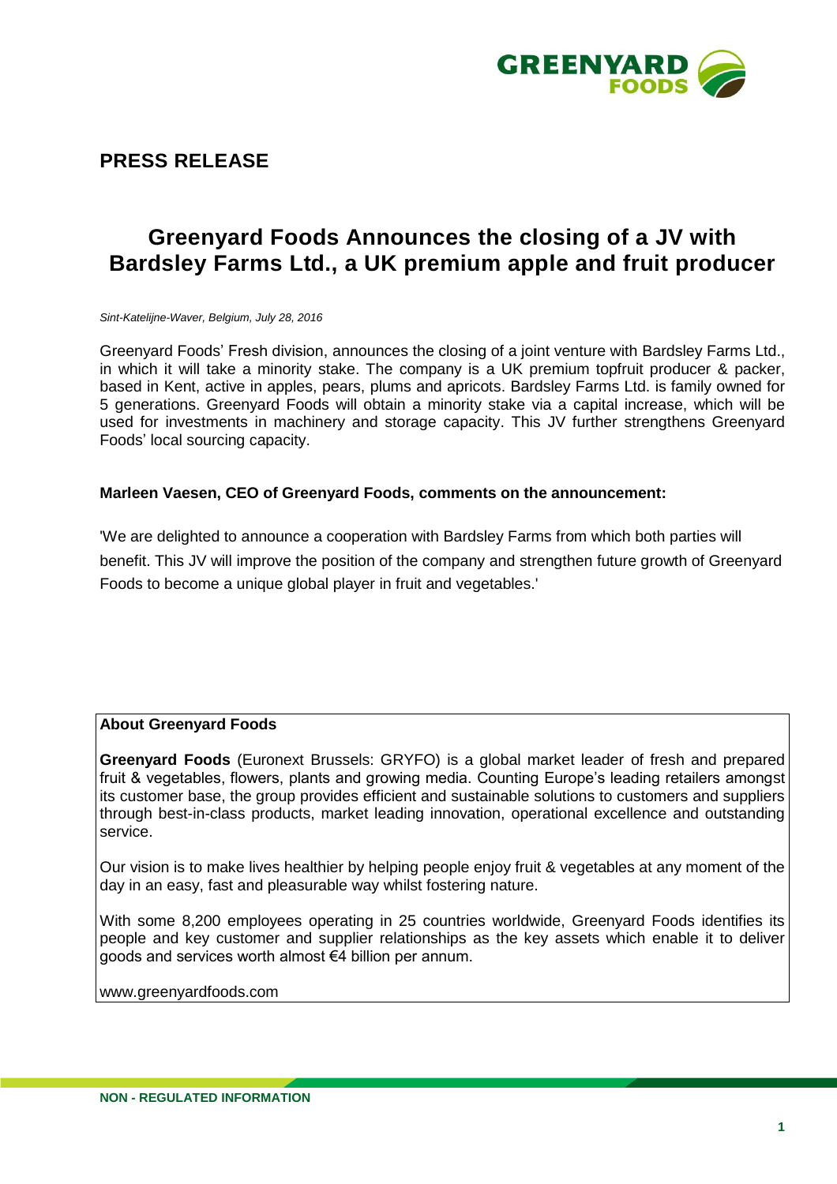# PRESS RELEASE

## Greenyard Foods Announces the closing of a JV with Bardsley Farms Ltd., a UK premium apple and fruit producer

*Sint-Katelijne-Waver, Belgium, July 28, 2016*

Greenyard Foods' Fresh division, announces the closing of a joint venture with Bardsley Farms Ltd., in which it will take a minority stake. The company is a UK premium topfruit producer & packer, based in Kent, active in apples, pears, plums and apricots. Bardsley Farms Ltd. is family owned for 5 generations. Greenyard Foods will obtain a minority stake via a capital increase, which will be used for investments in machinery and storage capacity. This JV further strengthens Greenyard Foods' local sourcing capacity.

**Marleen Vaesen, CEO of Greenyard Foods, comments on the announcement:**

'We are delighted to announce a cooperation with Bardsley Farms from which both parties will benefit. This JV will improve the position of the company and strengthen future growth of Greenyard Foods to become a unique global player in fruit and vegetables.'

**About Greenyard Foods**

**Greenyard Foods** (Euronext Brussels: GRYFO) is a global market leader of fresh and prepared fruit & vegetables, flowers, plants and growing media. Counting Europe's leading retailers amongst its customer base, the group provides efficient and sustainable solutions to customers and suppliers through best-in-class products, market leading innovation, operational excellence and outstanding service.

Our vision is to make lives healthier by helping people enjoy fruit & vegetables at any moment of the day in an easy, fast and pleasurable way whilst fostering nature.

With some 8,200 employees operating in 25 countries worldwide, Greenyard Foods identifies its people and key customer and supplier relationships as the key assets which enable it to deliver goods and services worth almost €4 billion per annum.

www.greenyardfoods.com

NON - REGULATED INFORMATION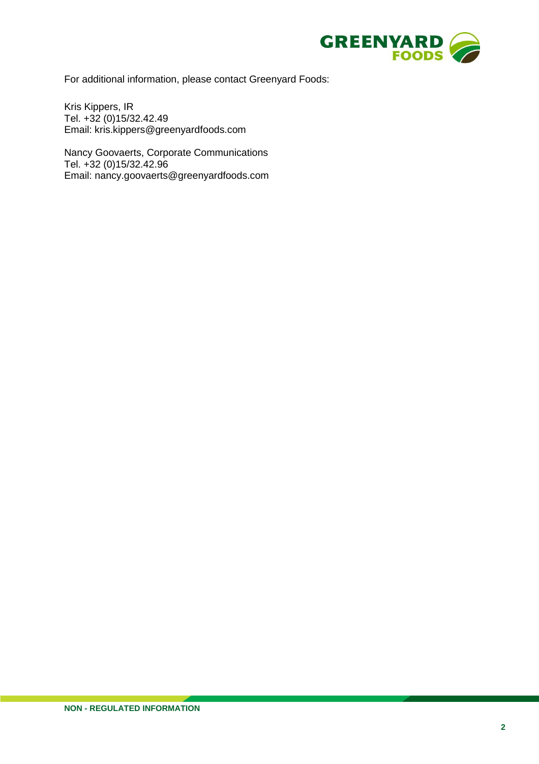For additional information, please contact Greenyard Foods:

Kris Kippers, IR
Tel. +32 (0)15/32.42.49
Email: kris.kippers@greenyardfoods.com

Nancy Goovaerts, Corporate Communications
Tel. +32 (0)15/32.42.96
Email: nancy.goovaerts@greenyardfoods.com

**NON - REGULATED INFORMATION**